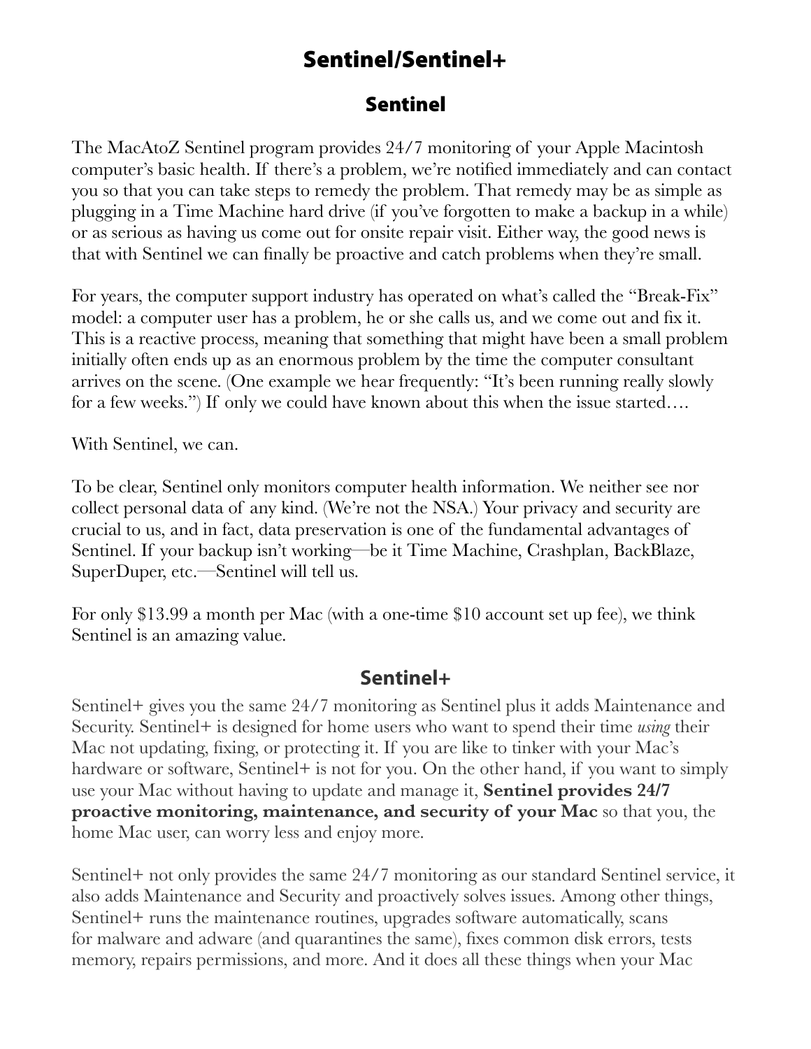# Sentinel/Sentinel+

## Sentinel

The MacAtoZ Sentinel program provides 24/7 monitoring of your Apple Macintosh computer's basic health. If there's a problem, we're notified immediately and can contact you so that you can take steps to remedy the problem. That remedy may be as simple as plugging in a Time Machine hard drive (if you've forgotten to make a backup in a while) or as serious as having us come out for onsite repair visit. Either way, the good news is that with Sentinel we can finally be proactive and catch problems when they're small.

For years, the computer support industry has operated on what's called the "Break-Fix" model: a computer user has a problem, he or she calls us, and we come out and fix it. This is a reactive process, meaning that something that might have been a small problem initially often ends up as an enormous problem by the time the computer consultant arrives on the scene. (One example we hear frequently: "It's been running really slowly for a few weeks.") If only we could have known about this when the issue started….

With Sentinel, we can.

To be clear, Sentinel only monitors computer health information. We neither see nor collect personal data of any kind. (We're not the NSA.) Your privacy and security are crucial to us, and in fact, data preservation is one of the fundamental advantages of Sentinel. If your backup isn't working—be it Time Machine, Crashplan, BackBlaze, SuperDuper, etc.—Sentinel will tell us.

For only $13.99 a month per Mac (with a one-time $10 account set up fee), we think Sentinel is an amazing value.

## Sentinel+

Sentinel+ gives you the same 24/7 monitoring as Sentinel plus it adds Maintenance and Security. Sentinel+ is designed for home users who want to spend their time *using* their Mac not updating, fixing, or protecting it. If you are like to tinker with your Mac's hardware or software, Sentinel+ is not for you. On the other hand, if you want to simply use your Mac without having to update and manage it, **Sentinel provides 24/7 proactive monitoring, maintenance, and security of your Mac** so that you, the home Mac user, can worry less and enjoy more.

Sentinel+ not only provides the same 24/7 monitoring as our standard Sentinel service, it also adds Maintenance and Security and proactively solves issues. Among other things, Sentinel+ runs the maintenance routines, upgrades software automatically, scans for malware and adware (and quarantines the same), fixes common disk errors, tests memory, repairs permissions, and more. And it does all these things when your Mac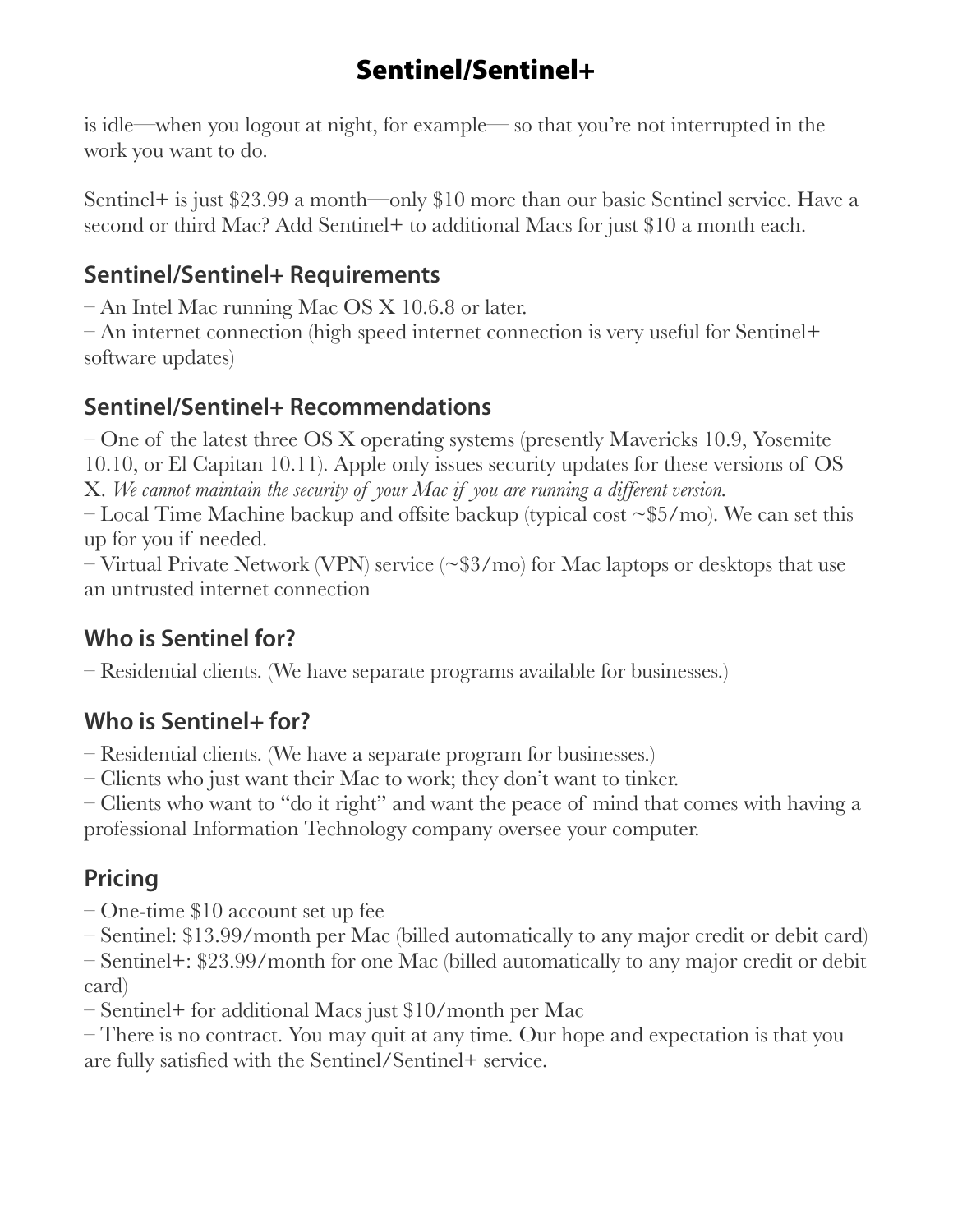is idle—when you logout at night, for example— so that you're not interrupted in the work you want to do.

Sentinel+ is just $23.99 a month—only $10 more than our basic Sentinel service. Have a second or third Mac? Add Sentinel+ to additional Macs for just $10 a month each.

## Sentinel/Sentinel+ Requirements

– An Intel Mac running Mac OS X 10.6.8 or later.
– An internet connection (high speed internet connection is very useful for Sentinel+ software updates)

## Sentinel/Sentinel+ Recommendations

– One of the latest three OS X operating systems (presently Mavericks 10.9, Yosemite 10.10, or El Capitan 10.11). Apple only issues security updates for these versions of OS X. *We cannot maintain the security of your Mac if you are running a different version.*
– Local Time Machine backup and offsite backup (typical cost ~$5/mo). We can set this up for you if needed.
– Virtual Private Network (VPN) service (~$3/mo) for Mac laptops or desktops that use an untrusted internet connection

## Who is Sentinel for?

– Residential clients. (We have separate programs available for businesses.)

## Who is Sentinel+ for?

– Residential clients. (We have a separate program for businesses.)
– Clients who just want their Mac to work; they don't want to tinker.
– Clients who want to "do it right" and want the peace of mind that comes with having a professional Information Technology company oversee your computer.

## Pricing

– One-time $10 account set up fee
– Sentinel: $13.99/month per Mac (billed automatically to any major credit or debit card)
– Sentinel+: $23.99/month for one Mac (billed automatically to any major credit or debit card)
– Sentinel+ for additional Macs just $10/month per Mac
– There is no contract. You may quit at any time. Our hope and expectation is that you are fully satisfied with the Sentinel/Sentinel+ service.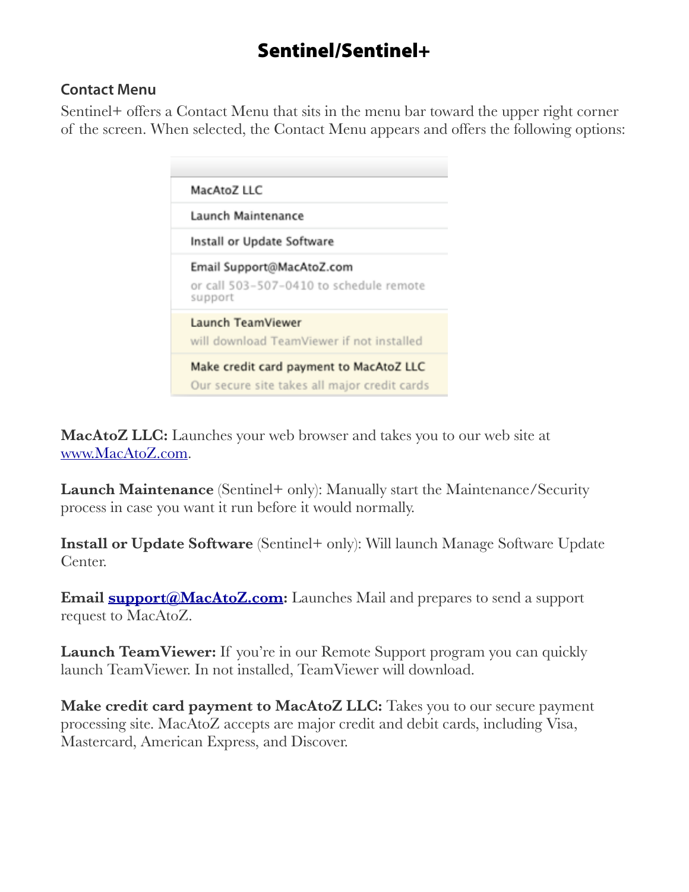# Sentinel/Sentinel+

## Contact Menu

Sentinel+ offers a Contact Menu that sits in the menu bar toward the upper right corner of the screen. When selected, the Contact Menu appears and offers the following options:

MacAtoZ LLC

Launch Maintenance

Install or Update Software

Email Support@MacAtoZ.com
or call 503-507-0410 to schedule remote support

Launch TeamViewer
will download TeamViewer if not installed

Make credit card payment to MacAtoZ LLC
Our secure site takes all major credit cards

**MacAtoZ LLC:** Launches your web browser and takes you to our web site at www.MacAtoZ.com.

**Launch Maintenance** (Sentinel+ only): Manually start the Maintenance/Security process in case you want it run before it would normally.

**Install or Update Software** (Sentinel+ only): Will launch Manage Software Update Center.

**Email support@MacAtoZ.com:** Launches Mail and prepares to send a support request to MacAtoZ.

**Launch TeamViewer:** If you're in our Remote Support program you can quickly launch TeamViewer. In not installed, TeamViewer will download.

**Make credit card payment to MacAtoZ LLC:** Takes you to our secure payment processing site. MacAtoZ accepts are major credit and debit cards, including Visa, Mastercard, American Express, and Discover.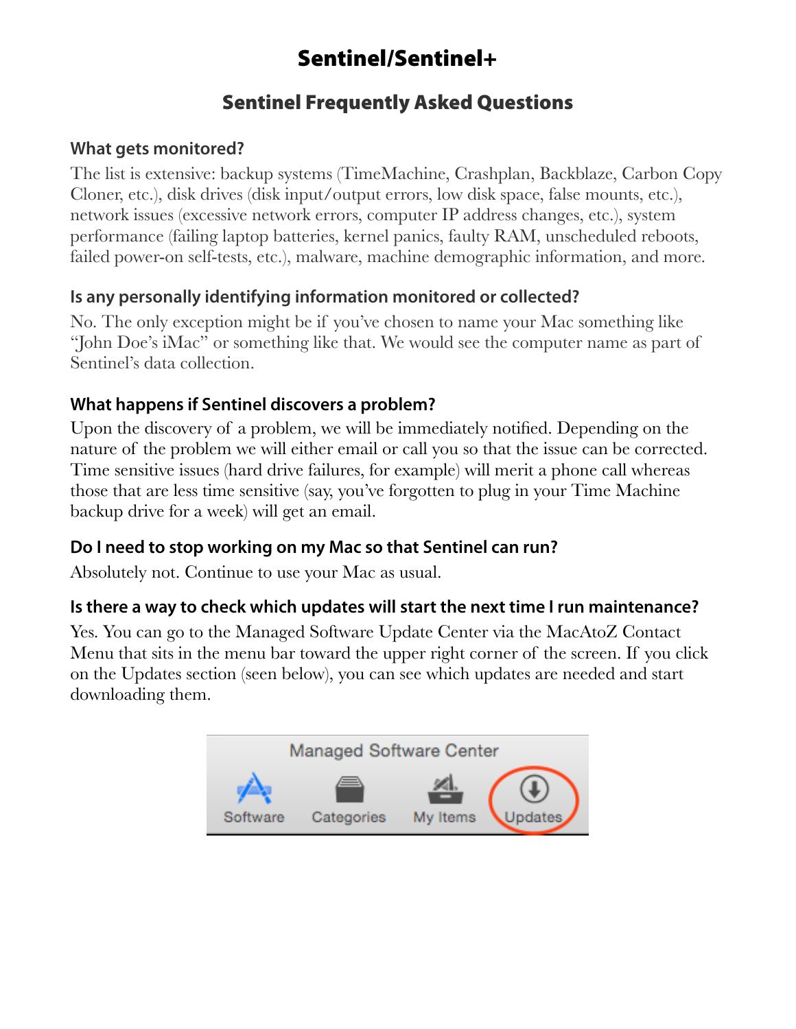# Sentinel/Sentinel+

## Sentinel Frequently Asked Questions

### What gets monitored?

The list is extensive: backup systems (TimeMachine, Crashplan, Backblaze, Carbon Copy Cloner, etc.), disk drives (disk input/output errors, low disk space, false mounts, etc.), network issues (excessive network errors, computer IP address changes, etc.), system performance (failing laptop batteries, kernel panics, faulty RAM, unscheduled reboots, failed power-on self-tests, etc.), malware, machine demographic information, and more.

### Is any personally identifying information monitored or collected?

No. The only exception might be if you've chosen to name your Mac something like "John Doe's iMac" or something like that. We would see the computer name as part of Sentinel's data collection.

### What happens if Sentinel discovers a problem?

Upon the discovery of a problem, we will be immediately notified. Depending on the nature of the problem we will either email or call you so that the issue can be corrected. Time sensitive issues (hard drive failures, for example) will merit a phone call whereas those that are less time sensitive (say, you've forgotten to plug in your Time Machine backup drive for a week) will get an email.

### Do I need to stop working on my Mac so that Sentinel can run?

Absolutely not. Continue to use your Mac as usual.

### Is there a way to check which updates will start the next time I run maintenance?

Yes. You can go to the Managed Software Update Center via the MacAtoZ Contact Menu that sits in the menu bar toward the upper right corner of the screen. If you click on the Updates section (seen below), you can see which updates are needed and start downloading them.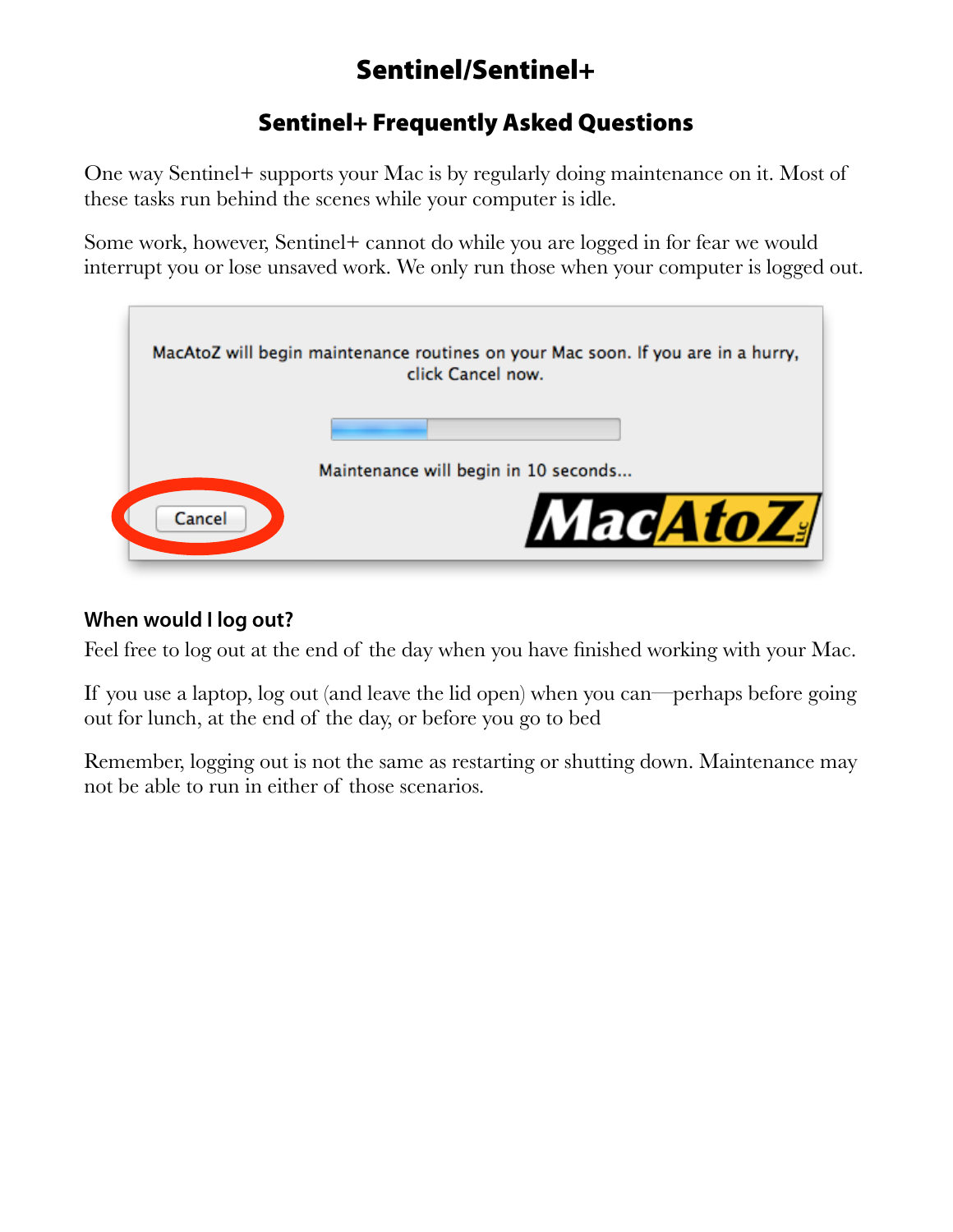# Sentinel/Sentinel+

## Sentinel+ Frequently Asked Questions

One way Sentinel+ supports your Mac is by regularly doing maintenance on it. Most of these tasks run behind the scenes while your computer is idle.

Some work, however, Sentinel+ cannot do while you are logged in for fear we would interrupt you or lose unsaved work. We only run those when your computer is logged out.

MacAtoZ will begin maintenance routines on your Mac soon. If you are in a hurry, click Cancel now.

Maintenance will begin in 10 seconds...

Cancel

MacAtoZ LLC

### When would I log out?

Feel free to log out at the end of the day when you have finished working with your Mac.

If you use a laptop, log out (and leave the lid open) when you can—perhaps before going out for lunch, at the end of the day, or before you go to bed

Remember, logging out is not the same as restarting or shutting down. Maintenance may not be able to run in either of those scenarios.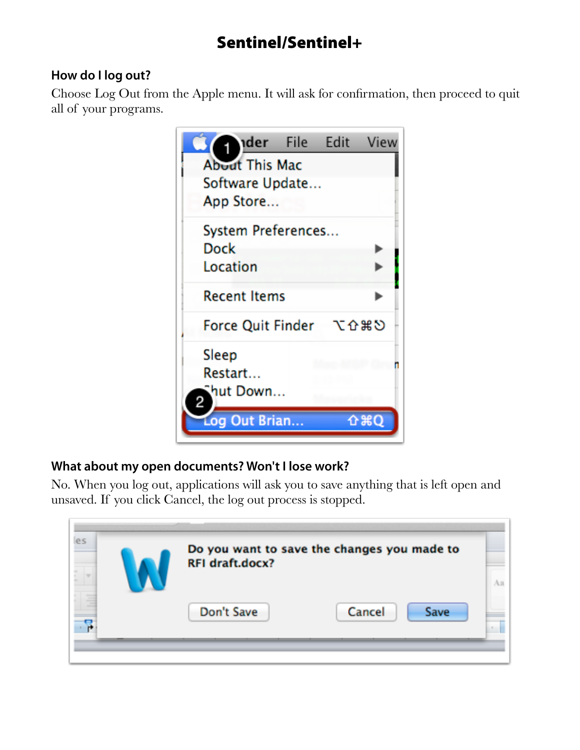# Sentinel/Sentinel+

### How do I log out?

Choose Log Out from the Apple menu. It will ask for confirmation, then proceed to quit all of your programs.

### What about my open documents? Won't I lose work?

No. When you log out, applications will ask you to save anything that is left open and unsaved. If you click Cancel, the log out process is stopped.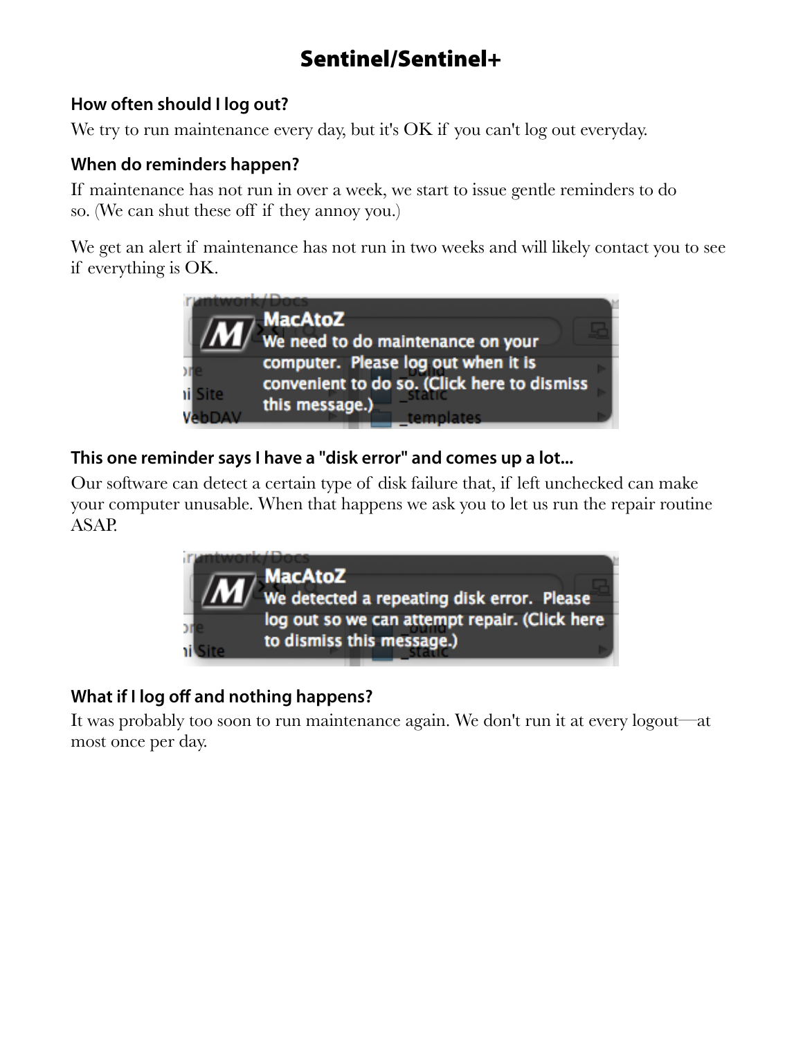# Sentinel/Sentinel+

### How often should I log out?

We try to run maintenance every day, but it's OK if you can't log out everyday.

### When do reminders happen?

If maintenance has not run in over a week, we start to issue gentle reminders to do so. (We can shut these off if they annoy you.)

We get an alert if maintenance has not run in two weeks and will likely contact you to see if everything is OK.

### This one reminder says I have a "disk error" and comes up a lot...

Our software can detect a certain type of disk failure that, if left unchecked can make your computer unusable. When that happens we ask you to let us run the repair routine ASAP.

### What if I log off and nothing happens?

It was probably too soon to run maintenance again. We don't run it at every logout—at most once per day.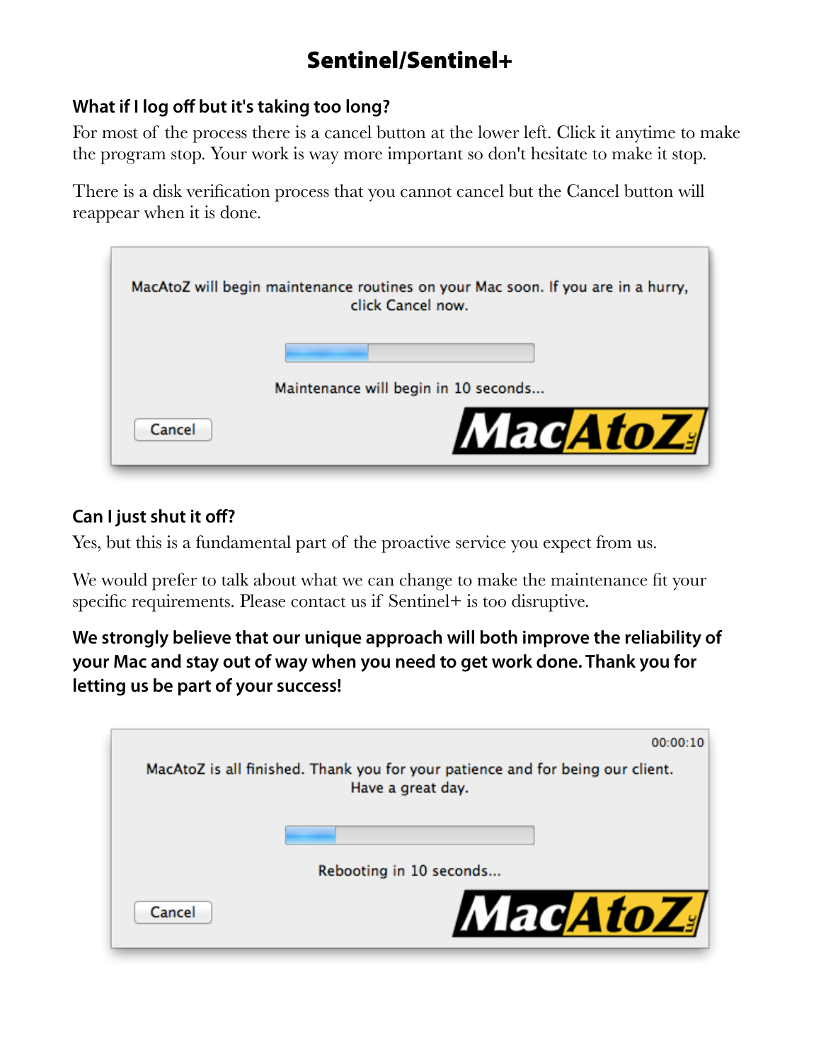# Sentinel/Sentinel+

### What if I log off but it's taking too long?

For most of the process there is a cancel button at the lower left. Click it anytime to make the program stop. Your work is way more important so don't hesitate to make it stop.

There is a disk verification process that you cannot cancel but the Cancel button will reappear when it is done.

MacAtoZ will begin maintenance routines on your Mac soon. If you are in a hurry, click Cancel now.

Maintenance will begin in 10 seconds...

Cancel

MacAtoZ LLC

### Can I just shut it off?

Yes, but this is a fundamental part of the proactive service you expect from us.

We would prefer to talk about what we can change to make the maintenance fit your specific requirements. Please contact us if Sentinel+ is too disruptive.

**We strongly believe that our unique approach will both improve the reliability of your Mac and stay out of way when you need to get work done. Thank you for letting us be part of your success!**

00:00:10

MacAtoZ is all finished. Thank you for your patience and for being our client. Have a great day.

Rebooting in 10 seconds...

Cancel

MacAtoZ LLC